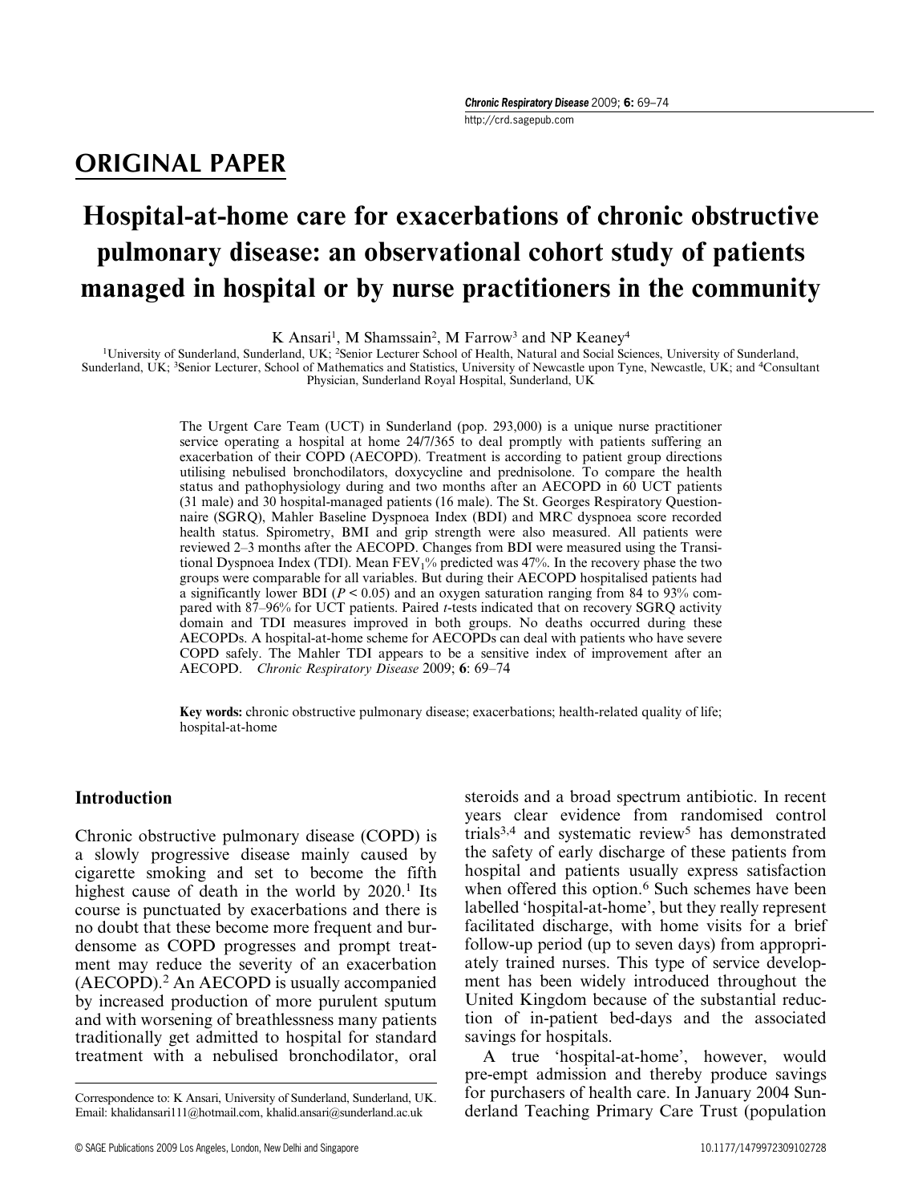ORIGINAL PAPER

# Hospital-at-home care for exacerbations of chronic obstructive pulmonary disease: an observational cohort study of patients managed in hospital or by nurse practitioners in the community

K Ansari[1], M Shamssain[2], M Farrow[3] and NP Keaney[4]

[1]University of Sunderland, Sunderland, UK; [2]Senior Lecturer School of Health, Natural and Social Sciences, University of Sunderland, Sunderland, UK; [3]Senior Lecturer, School of Mathematics and Statistics, University of Newcastle upon Tyne, Newcastle, UK; and [4]Consultant Physician, Sunderland Royal Hospital, Sunderland, UK

The Urgent Care Team (UCT) in Sunderland (pop. 293,000) is a unique nurse practitioner service operating a hospital at home 24/7/365 to deal promptly with patients suffering an exacerbation of their COPD (AECOPD). Treatment is according to patient group directions utilising nebulised bronchodilators, doxycycline and prednisolone. To compare the health status and pathophysiology during and two months after an AECOPD in 60 UCT patients (31 male) and 30 hospital-managed patients (16 male). The St. Georges Respiratory Questionnaire (SGRQ), Mahler Baseline Dyspnoea Index (BDI) and MRC dyspnoea score recorded health status. Spirometry, BMI and grip strength were also measured. All patients were reviewed 2–3 months after the AECOPD. Changes from BDI were measured using the Transitional Dyspnoea Index (TDI). Mean $FEV_1$% predicted was 47%. In the recovery phase the two groups were comparable for all variables. But during their AECOPD hospitalised patients had a significantly lower BDI ($P < 0.05$) and an oxygen saturation ranging from 84 to 93% compared with 87–96% for UCT patients. Paired *t*-tests indicated that on recovery SGRQ activity domain and TDI measures improved in both groups. No deaths occurred during these AECOPDs. A hospital-at-home scheme for AECOPDs can deal with patients who have severe COPD safely. The Mahler TDI appears to be a sensitive index of improvement after an AECOPD. *Chronic Respiratory Disease* 2009; **6**: 69–74

**Key words:** chronic obstructive pulmonary disease; exacerbations; health-related quality of life; hospital-at-home

## Introduction

Chronic obstructive pulmonary disease (COPD) is a slowly progressive disease mainly caused by cigarette smoking and set to become the fifth highest cause of death in the world by 2020.[1] Its course is punctuated by exacerbations and there is no doubt that these become more frequent and burdensome as COPD progresses and prompt treatment may reduce the severity of an exacerbation (AECOPD).[2] An AECOPD is usually accompanied by increased production of more purulent sputum and with worsening of breathlessness many patients traditionally get admitted to hospital for standard treatment with a nebulised bronchodilator, oral steroids and a broad spectrum antibiotic. In recent years clear evidence from randomised control trials[3,4] and systematic review[5] has demonstrated the safety of early discharge of these patients from hospital and patients usually express satisfaction when offered this option.[6] Such schemes have been labelled 'hospital-at-home', but they really represent facilitated discharge, with home visits for a brief follow-up period (up to seven days) from appropriately trained nurses. This type of service development has been widely introduced throughout the United Kingdom because of the substantial reduction of in-patient bed-days and the associated savings for hospitals.

A true 'hospital-at-home', however, would pre-empt admission and thereby produce savings for purchasers of health care. In January 2004 Sunderland Teaching Primary Care Trust (population

Correspondence to: K Ansari, University of Sunderland, Sunderland, UK. Email: khalidansari111@hotmail.com, khalid.ansari@sunderland.ac.uk

© SAGE Publications 2009 Los Angeles, London, New Delhi and Singapore 10.1177/1479972309102728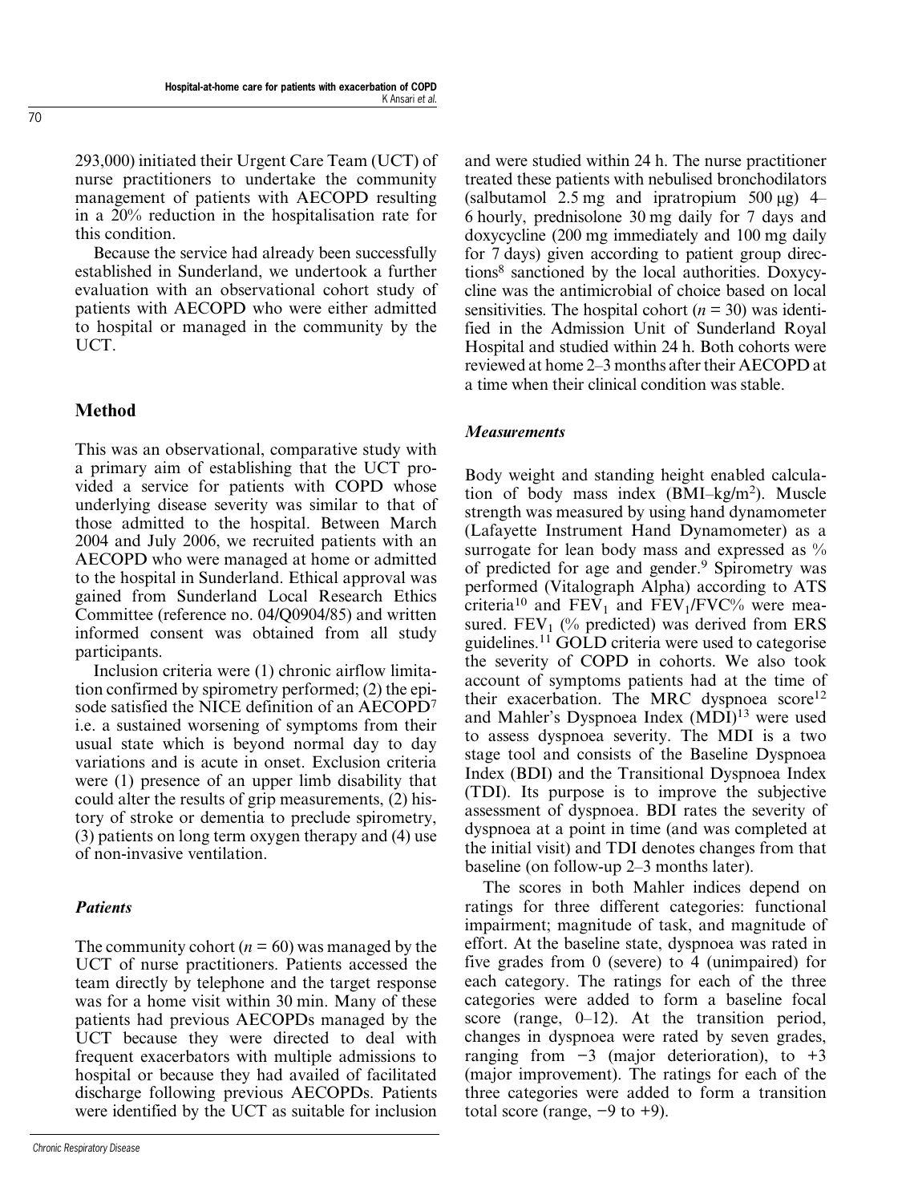293,000) initiated their Urgent Care Team (UCT) of nurse practitioners to undertake the community management of patients with AECOPD resulting in a 20% reduction in the hospitalisation rate for this condition.

Because the service had already been successfully established in Sunderland, we undertook a further evaluation with an observational cohort study of patients with AECOPD who were either admitted to hospital or managed in the community by the UCT.

## Method

This was an observational, comparative study with a primary aim of establishing that the UCT provided a service for patients with COPD whose underlying disease severity was similar to that of those admitted to the hospital. Between March 2004 and July 2006, we recruited patients with an AECOPD who were managed at home or admitted to the hospital in Sunderland. Ethical approval was gained from Sunderland Local Research Ethics Committee (reference no. 04/Q0904/85) and written informed consent was obtained from all study participants.

Inclusion criteria were (1) chronic airflow limitation confirmed by spirometry performed; (2) the episode satisfied the NICE definition of an AECOPD[7] i.e. a sustained worsening of symptoms from their usual state which is beyond normal day to day variations and is acute in onset. Exclusion criteria were (1) presence of an upper limb disability that could alter the results of grip measurements, (2) history of stroke or dementia to preclude spirometry, (3) patients on long term oxygen therapy and (4) use of non-invasive ventilation.

### *Patients*

The community cohort ($n = 60$) was managed by the UCT of nurse practitioners. Patients accessed the team directly by telephone and the target response was for a home visit within 30 min. Many of these patients had previous AECOPDs managed by the UCT because they were directed to deal with frequent exacerbators with multiple admissions to hospital or because they had availed of facilitated discharge following previous AECOPDs. Patients were identified by the UCT as suitable for inclusion and were studied within 24 h. The nurse practitioner treated these patients with nebulised bronchodilators (salbutamol 2.5 mg and ipratropium 500 μg) 4–6 hourly, prednisolone 30 mg daily for 7 days and doxycycline (200 mg immediately and 100 mg daily for 7 days) given according to patient group directions[8] sanctioned by the local authorities. Doxycycline was the antimicrobial of choice based on local sensitivities. The hospital cohort ($n = 30$) was identified in the Admission Unit of Sunderland Royal Hospital and studied within 24 h. Both cohorts were reviewed at home 2–3 months after their AECOPD at a time when their clinical condition was stable.

### *Measurements*

Body weight and standing height enabled calculation of body mass index (BMI–kg/m$^2$). Muscle strength was measured by using hand dynamometer (Lafayette Instrument Hand Dynamometer) as a surrogate for lean body mass and expressed as % of predicted for age and gender.[9] Spirometry was performed (Vitalograph Alpha) according to ATS criteria[10] and $FEV_1$ and $FEV_1$/FVC% were measured. $FEV_1$ (% predicted) was derived from ERS guidelines.[11] GOLD criteria were used to categorise the severity of COPD in cohorts. We also took account of symptoms patients had at the time of their exacerbation. The MRC dyspnoea score[12] and Mahler's Dyspnoea Index (MDI)[13] were used to assess dyspnoea severity. The MDI is a two stage tool and consists of the Baseline Dyspnoea Index (BDI) and the Transitional Dyspnoea Index (TDI). Its purpose is to improve the subjective assessment of dyspnoea. BDI rates the severity of dyspnoea at a point in time (and was completed at the initial visit) and TDI denotes changes from that baseline (on follow-up 2–3 months later).

The scores in both Mahler indices depend on ratings for three different categories: functional impairment; magnitude of task, and magnitude of effort. At the baseline state, dyspnoea was rated in five grades from 0 (severe) to 4 (unimpaired) for each category. The ratings for each of the three categories were added to form a baseline focal score (range, 0–12). At the transition period, changes in dyspnoea were rated by seven grades, ranging from −3 (major deterioration), to +3 (major improvement). The ratings for each of the three categories were added to form a transition total score (range, −9 to +9).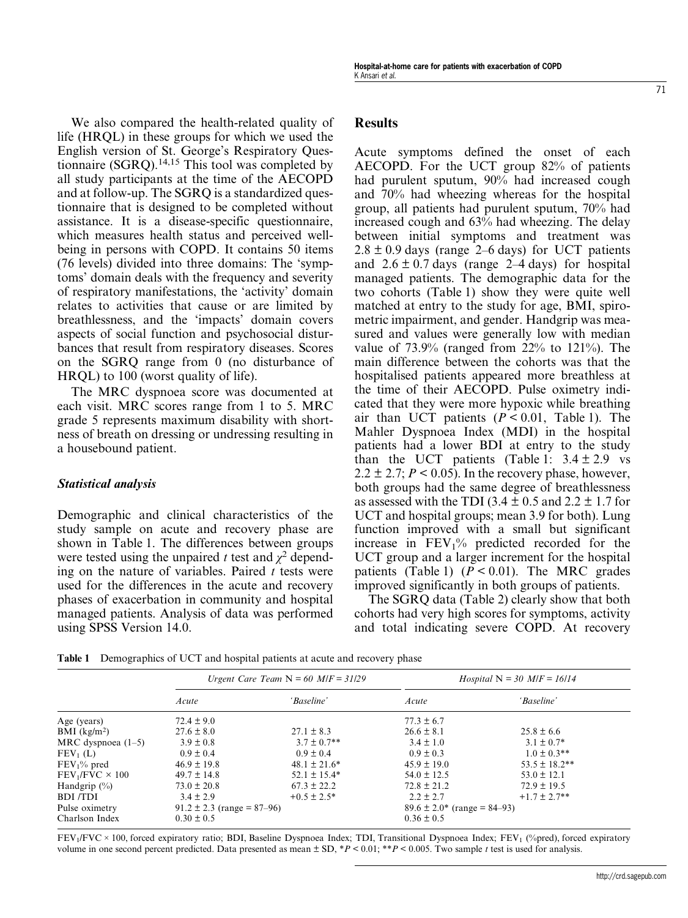We also compared the health-related quality of life (HRQL) in these groups for which we used the English version of St. George's Respiratory Questionnaire (SGRQ).[14,15] This tool was completed by all study participants at the time of the AECOPD and at follow-up. The SGRQ is a standardized questionnaire that is designed to be completed without assistance. It is a disease-specific questionnaire, which measures health status and perceived well-being in persons with COPD. It contains 50 items (76 levels) divided into three domains: The 'symptoms' domain deals with the frequency and severity of respiratory manifestations, the 'activity' domain relates to activities that cause or are limited by breathlessness, and the 'impacts' domain covers aspects of social function and psychosocial disturbances that result from respiratory diseases. Scores on the SGRQ range from 0 (no disturbance of HRQL) to 100 (worst quality of life).

The MRC dyspnoea score was documented at each visit. MRC scores range from 1 to 5. MRC grade 5 represents maximum disability with shortness of breath on dressing or undressing resulting in a housebound patient.

### *Statistical analysis*

Demographic and clinical characteristics of the study sample on acute and recovery phase are shown in Table 1. The differences between groups were tested using the unpaired *t* test and $\chi^2$ depending on the nature of variables. Paired *t* tests were used for the differences in the acute and recovery phases of exacerbation in community and hospital managed patients. Analysis of data was performed using SPSS Version 14.0.

## Results

Acute symptoms defined the onset of each AECOPD. For the UCT group 82% of patients had purulent sputum, 90% had increased cough and 70% had wheezing whereas for the hospital group, all patients had purulent sputum, 70% had increased cough and 63% had wheezing. The delay between initial symptoms and treatment was $2.8 \pm 0.9$ days (range 2–6 days) for UCT patients and $2.6 \pm 0.7$ days (range 2–4 days) for hospital managed patients. The demographic data for the two cohorts (Table 1) show they were quite well matched at entry to the study for age, BMI, spirometric impairment, and gender. Handgrip was measured and values were generally low with median value of 73.9% (ranged from 22% to 121%). The main difference between the cohorts was that the hospitalised patients appeared more breathless at the time of their AECOPD. Pulse oximetry indicated that they were more hypoxic while breathing air than UCT patients ($P < 0.01$, Table 1). The Mahler Dyspnoea Index (MDI) in the hospital patients had a lower BDI at entry to the study than the UCT patients (Table 1: $3.4 \pm 2.9$ vs $2.2 \pm 2.7$; $P < 0.05$). In the recovery phase, however, both groups had the same degree of breathlessness as assessed with the TDI ($3.4 \pm 0.5$ and $2.2 \pm 1.7$ for UCT and hospital groups; mean 3.9 for both). Lung function improved with a small but significant increase in $FEV_1$% predicted recorded for the UCT group and a larger increment for the hospital patients (Table 1) ($P < 0.01$). The MRC grades improved significantly in both groups of patients.

The SGRQ data (Table 2) clearly show that both cohorts had very high scores for symptoms, activity and total indicating severe COPD. At recovery

**Table 1** Demographics of UCT and hospital patients at acute and recovery phase

| | *Urgent Care Team* N = 60 *M/F = 31/29* | | *Hospital* N = 30 *M/F = 16/14* | |
|---|---|---|---|---|
| | *Acute* | *'Baseline'* | *Acute* | *'Baseline'* |
| Age (years) | 72.4 ± 9.0 | | 77.3 ± 6.7 | |
| BMI (kg/m²) | 27.6 ± 8.0 | 27.1 ± 8.3 | 26.6 ± 8.1 | 25.8 ± 6.6 |
| MRC dyspnoea (1–5) | 3.9 ± 0.8 | 3.7 ± 0.7** | 3.4 ± 1.0 | 3.1 ± 0.7* |
| $FEV_1$ (L) | 0.9 ± 0.4 | 0.9 ± 0.4 | 0.9 ± 0.3 | 1.0 ± 0.3** |
| $FEV_1$% pred | 46.9 ± 19.8 | 48.1 ± 21.6* | 45.9 ± 19.0 | 53.5 ± 18.2** |
| $FEV_1$/FVC × 100 | 49.7 ± 14.8 | 52.1 ± 15.4* | 54.0 ± 12.5 | 53.0 ± 12.1 |
| Handgrip (%) | 73.0 ± 20.8 | 67.3 ± 22.2 | 72.8 ± 21.2 | 72.9 ± 19.5 |
| BDI /TDI | 3.4 ± 2.9 | +0.5 ± 2.5* | 2.2 ± 2.7 | +1.7 ± 2.7** |
| Pulse oximetry | 91.2 ± 2.3 (range = 87–96) | | 89.6 ± 2.0* (range = 84–93) | |
| Charlson Index | 0.30 ± 0.5 | | 0.36 ± 0.5 | |

$FEV_1$/FVC × 100, forced expiratory ratio; BDI, Baseline Dyspnoea Index; TDI, Transitional Dyspnoea Index; $FEV_1$ (%pred), forced expiratory volume in one second percent predicted. Data presented as mean ± SD, *$P < 0.01$; **$P < 0.005$. Two sample *t* test is used for analysis.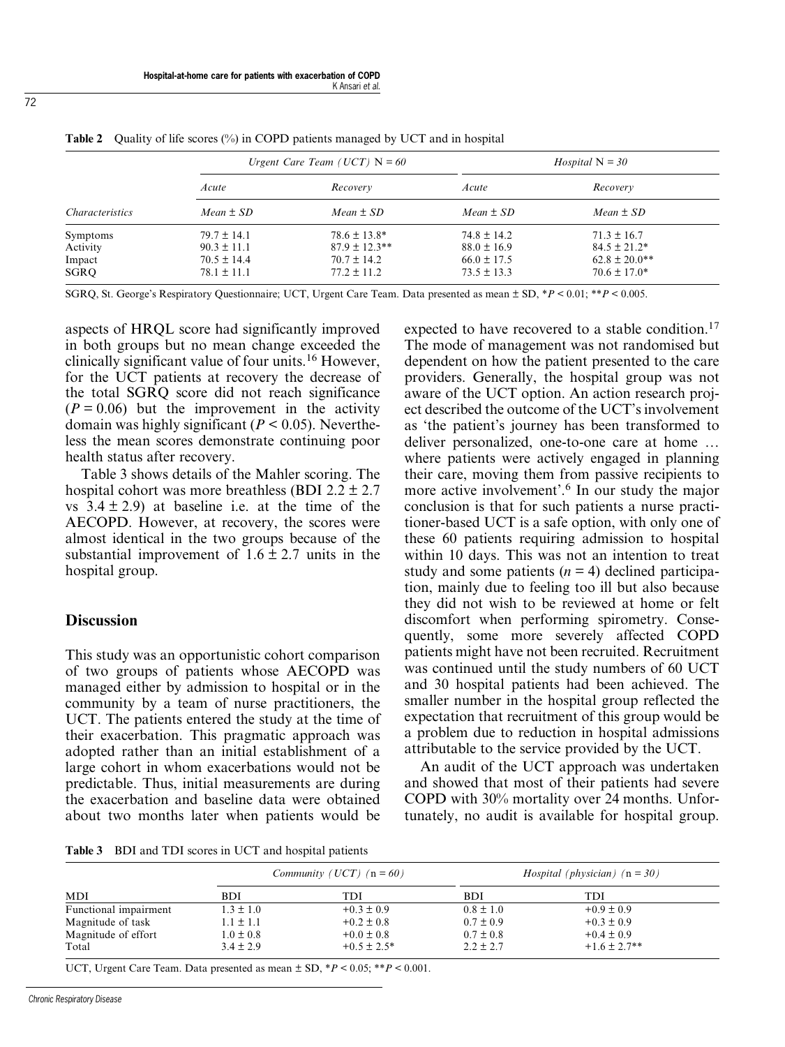**Table 2** Quality of life scores (%) in COPD patients managed by UCT and in hospital

| | *Urgent Care Team (UCT)* N = 60 | | *Hospital* N = 30 | |
|---|---|---|---|---|
| | *Acute* | *Recovery* | *Acute* | *Recovery* |
| *Characteristics* | *Mean ± SD* | *Mean ± SD* | *Mean ± SD* | *Mean ± SD* |
| Symptoms | 79.7 ± 14.1 | 78.6 ± 13.8* | 74.8 ± 14.2 | 71.3 ± 16.7 |
| Activity | 90.3 ± 11.1 | 87.9 ± 12.3** | 88.0 ± 16.9 | 84.5 ± 21.2* |
| Impact | 70.5 ± 14.4 | 70.7 ± 14.2 | 66.0 ± 17.5 | 62.8 ± 20.0** |
| SGRQ | 78.1 ± 11.1 | 77.2 ± 11.2 | 73.5 ± 13.3 | 70.6 ± 17.0* |

SGRQ, St. George's Respiratory Questionnaire; UCT, Urgent Care Team. Data presented as mean ± SD, *$P < 0.01$; **$P < 0.005$.

aspects of HRQL score had significantly improved in both groups but no mean change exceeded the clinically significant value of four units.[16] However, for the UCT patients at recovery the decrease of the total SGRQ score did not reach significance ($P = 0.06$) but the improvement in the activity domain was highly significant ($P < 0.05$). Nevertheless the mean scores demonstrate continuing poor health status after recovery.

Table 3 shows details of the Mahler scoring. The hospital cohort was more breathless (BDI 2.2 ± 2.7 vs 3.4 ± 2.9) at baseline i.e. at the time of the AECOPD. However, at recovery, the scores were almost identical in the two groups because of the substantial improvement of 1.6 ± 2.7 units in the hospital group.

## Discussion

This study was an opportunistic cohort comparison of two groups of patients whose AECOPD was managed either by admission to hospital or in the community by a team of nurse practitioners, the UCT. The patients entered the study at the time of their exacerbation. This pragmatic approach was adopted rather than an initial establishment of a large cohort in whom exacerbations would not be predictable. Thus, initial measurements are during the exacerbation and baseline data were obtained about two months later when patients would be expected to have recovered to a stable condition.[17] The mode of management was not randomised but dependent on how the patient presented to the care providers. Generally, the hospital group was not aware of the UCT option. An action research project described the outcome of the UCT's involvement as 'the patient's journey has been transformed to deliver personalized, one-to-one care at home … where patients were actively engaged in planning their care, moving them from passive recipients to more active involvement'.[6] In our study the major conclusion is that for such patients a nurse practitioner-based UCT is a safe option, with only one of these 60 patients requiring admission to hospital within 10 days. This was not an intention to treat study and some patients ($n = 4$) declined participation, mainly due to feeling too ill but also because they did not wish to be reviewed at home or felt discomfort when performing spirometry. Consequently, some more severely affected COPD patients might have not been recruited. Recruitment was continued until the study numbers of 60 UCT and 30 hospital patients had been achieved. The smaller number in the hospital group reflected the expectation that recruitment of this group would be a problem due to reduction in hospital admissions attributable to the service provided by the UCT.

An audit of the UCT approach was undertaken and showed that most of their patients had severe COPD with 30% mortality over 24 months. Unfortunately, no audit is available for hospital group.

**Table 3** BDI and TDI scores in UCT and hospital patients

| | *Community (UCT)* (n = 60) | | *Hospital (physician)* (n = 30) | |
|---|---|---|---|---|
| MDI | BDI | TDI | BDI | TDI |
| Functional impairment | 1.3 ± 1.0 | +0.3 ± 0.9 | 0.8 ± 1.0 | +0.9 ± 0.9 |
| Magnitude of task | 1.1 ± 1.1 | +0.2 ± 0.8 | 0.7 ± 0.9 | +0.3 ± 0.9 |
| Magnitude of effort | 1.0 ± 0.8 | +0.0 ± 0.8 | 0.7 ± 0.8 | +0.4 ± 0.9 |
| Total | 3.4 ± 2.9 | +0.5 ± 2.5* | 2.2 ± 2.7 | +1.6 ± 2.7** |

UCT, Urgent Care Team. Data presented as mean ± SD, *$P < 0.05$; **$P < 0.001$.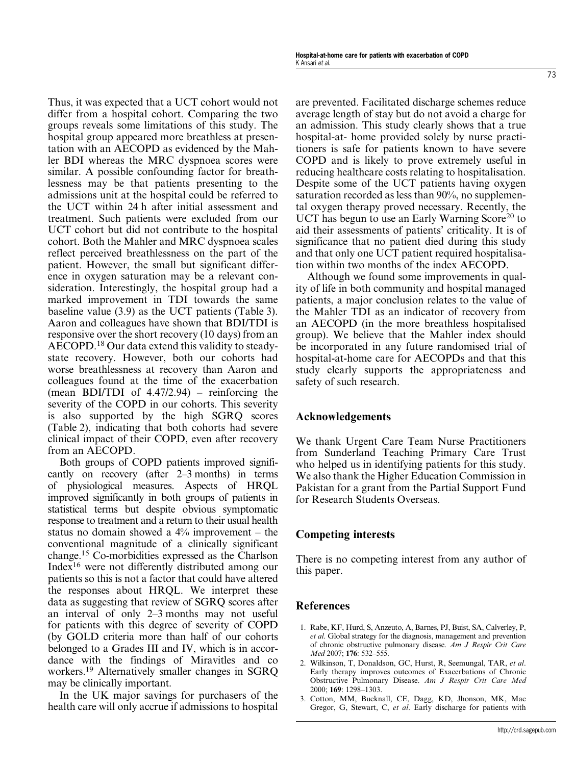Thus, it was expected that a UCT cohort would not differ from a hospital cohort. Comparing the two groups reveals some limitations of this study. The hospital group appeared more breathless at presentation with an AECOPD as evidenced by the Mahler BDI whereas the MRC dyspnoea scores were similar. A possible confounding factor for breathlessness may be that patients presenting to the admissions unit at the hospital could be referred to the UCT within 24 h after initial assessment and treatment. Such patients were excluded from our UCT cohort but did not contribute to the hospital cohort. Both the Mahler and MRC dyspnoea scales reflect perceived breathlessness on the part of the patient. However, the small but significant difference in oxygen saturation may be a relevant consideration. Interestingly, the hospital group had a marked improvement in TDI towards the same baseline value (3.9) as the UCT patients (Table 3). Aaron and colleagues have shown that BDI/TDI is responsive over the short recovery (10 days) from an AECOPD.[18] Our data extend this validity to steady-state recovery. However, both our cohorts had worse breathlessness at recovery than Aaron and colleagues found at the time of the exacerbation (mean BDI/TDI of 4.47/2.94) – reinforcing the severity of the COPD in our cohorts. This severity is also supported by the high SGRQ scores (Table 2), indicating that both cohorts had severe clinical impact of their COPD, even after recovery from an AECOPD.

Both groups of COPD patients improved significantly on recovery (after 2–3 months) in terms of physiological measures. Aspects of HRQL improved significantly in both groups of patients in statistical terms but despite obvious symptomatic response to treatment and a return to their usual health status no domain showed a 4% improvement – the conventional magnitude of a clinically significant change.[15] Co-morbidities expressed as the Charlson Index[16] were not differently distributed among our patients so this is not a factor that could have altered the responses about HRQL. We interpret these data as suggesting that review of SGRQ scores after an interval of only 2–3 months may not useful for patients with this degree of severity of COPD (by GOLD criteria more than half of our cohorts belonged to a Grades III and IV, which is in accordance with the findings of Miravitles and co workers.[19] Alternatively smaller changes in SGRQ may be clinically important.

In the UK major savings for purchasers of the health care will only accrue if admissions to hospital are prevented. Facilitated discharge schemes reduce average length of stay but do not avoid a charge for an admission. This study clearly shows that a true hospital-at- home provided solely by nurse practitioners is safe for patients known to have severe COPD and is likely to prove extremely useful in reducing healthcare costs relating to hospitalisation. Despite some of the UCT patients having oxygen saturation recorded as less than 90%, no supplemental oxygen therapy proved necessary. Recently, the UCT has begun to use an Early Warning Score[20] to aid their assessments of patients' criticality. It is of significance that no patient died during this study and that only one UCT patient required hospitalisation within two months of the index AECOPD.

Although we found some improvements in quality of life in both community and hospital managed patients, a major conclusion relates to the value of the Mahler TDI as an indicator of recovery from an AECOPD (in the more breathless hospitalised group). We believe that the Mahler index should be incorporated in any future randomised trial of hospital-at-home care for AECOPDs and that this study clearly supports the appropriateness and safety of such research.

## Acknowledgements

We thank Urgent Care Team Nurse Practitioners from Sunderland Teaching Primary Care Trust who helped us in identifying patients for this study. We also thank the Higher Education Commission in Pakistan for a grant from the Partial Support Fund for Research Students Overseas.

## Competing interests

There is no competing interest from any author of this paper.

## References

1. Rabe, KF, Hurd, S, Anzeuto, A, Barnes, PJ, Buist, SA, Calverley, P, *et al*. Global strategy for the diagnosis, management and prevention of chronic obstructive pulmonary disease. *Am J Respir Crit Care Med* 2007; **176**: 532–555.
2. Wilkinson, T, Donaldson, GC, Hurst, R, Seemungal, TAR, *et al*. Early therapy improves outcomes of Exacerbations of Chronic Obstructive Pulmonary Disease. *Am J Respir Crit Care Med* 2000; **169**: 1298–1303.
3. Cotton, MM, Bucknall, CE, Dagg, KD, Jhonson, MK, Mac Gregor, G, Stewart, C, *et al*. Early discharge for patients with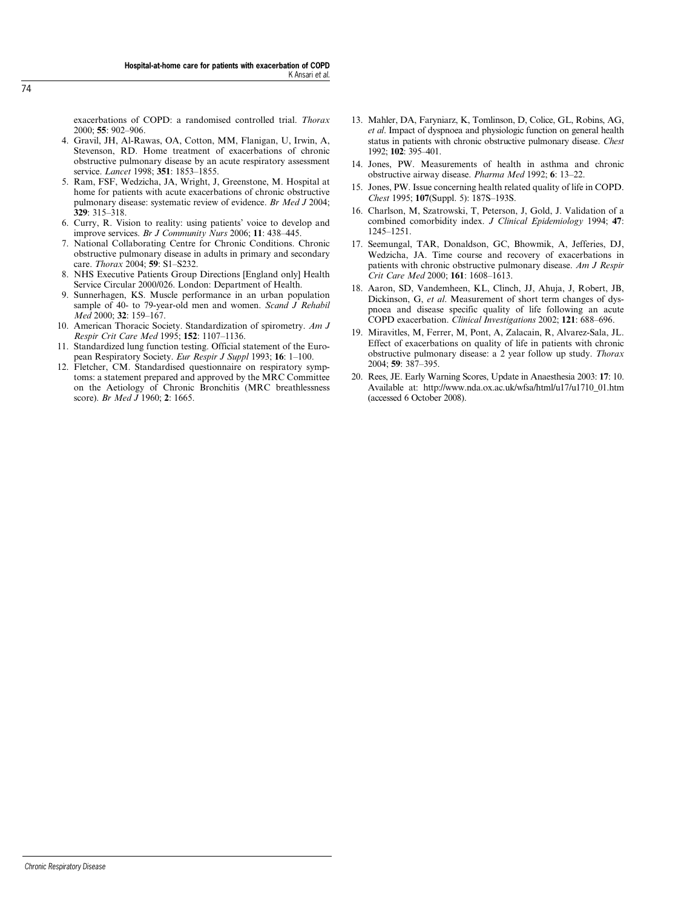exacerbations of COPD: a randomised controlled trial. *Thorax* 2000; **55**: 902–906.

4. Gravil, JH, Al-Rawas, OA, Cotton, MM, Flanigan, U, Irwin, A, Stevenson, RD. Home treatment of exacerbations of chronic obstructive pulmonary disease by an acute respiratory assessment service. *Lancet* 1998; **351**: 1853–1855.
5. Ram, FSF, Wedzicha, JA, Wright, J, Greenstone, M. Hospital at home for patients with acute exacerbations of chronic obstructive pulmonary disease: systematic review of evidence. *Br Med J* 2004; **329**: 315–318.
6. Curry, R. Vision to reality: using patients' voice to develop and improve services. *Br J Community Nurs* 2006; **11**: 438–445.
7. National Collaborating Centre for Chronic Conditions. Chronic obstructive pulmonary disease in adults in primary and secondary care. *Thorax* 2004; **59**: S1–S232.
8. NHS Executive Patients Group Directions [England only] Health Service Circular 2000/026. London: Department of Health.
9. Sunnerhagen, KS. Muscle performance in an urban population sample of 40- to 79-year-old men and women. *Scand J Rehabil Med* 2000; **32**: 159–167.
10. American Thoracic Society. Standardization of spirometry. *Am J Respir Crit Care Med* 1995; **152**: 1107–1136.
11. Standardized lung function testing. Official statement of the European Respiratory Society. *Eur Respir J Suppl* 1993; **16**: 1–100.
12. Fletcher, CM. Standardised questionnaire on respiratory symptoms: a statement prepared and approved by the MRC Committee on the Aetiology of Chronic Bronchitis (MRC breathlessness score). *Br Med J* 1960; **2**: 1665.
13. Mahler, DA, Faryniarz, K, Tomlinson, D, Colice, GL, Robins, AG, *et al*. Impact of dyspnoea and physiologic function on general health status in patients with chronic obstructive pulmonary disease. *Chest* 1992; **102**: 395–401.
14. Jones, PW. Measurements of health in asthma and chronic obstructive airway disease. *Pharma Med* 1992; **6**: 13–22.
15. Jones, PW. Issue concerning health related quality of life in COPD. *Chest* 1995; **107**(Suppl. 5): 187S–193S.
16. Charlson, M, Szatrowski, T, Peterson, J, Gold, J. Validation of a combined comorbidity index. *J Clinical Epidemiology* 1994; **47**: 1245–1251.
17. Seemungal, TAR, Donaldson, GC, Bhowmik, A, Jefferies, DJ, Wedzicha, JA. Time course and recovery of exacerbations in patients with chronic obstructive pulmonary disease. *Am J Respir Crit Care Med* 2000; **161**: 1608–1613.
18. Aaron, SD, Vandemheen, KL, Clinch, JJ, Ahuja, J, Robert, JB, Dickinson, G, *et al*. Measurement of short term changes of dyspnoea and disease specific quality of life following an acute COPD exacerbation. *Clinical Investigations* 2002; **121**: 688–696.
19. Miravitles, M, Ferrer, M, Pont, A, Zalacain, R, Alvarez-Sala, JL. Effect of exacerbations on quality of life in patients with chronic obstructive pulmonary disease: a 2 year follow up study. *Thorax* 2004; **59**: 387–395.
20. Rees, JE. Early Warning Scores, Update in Anaesthesia 2003: **17**: 10. Available at: http://www.nda.ox.ac.uk/wfsa/html/u17/u1710_01.htm (accessed 6 October 2008).